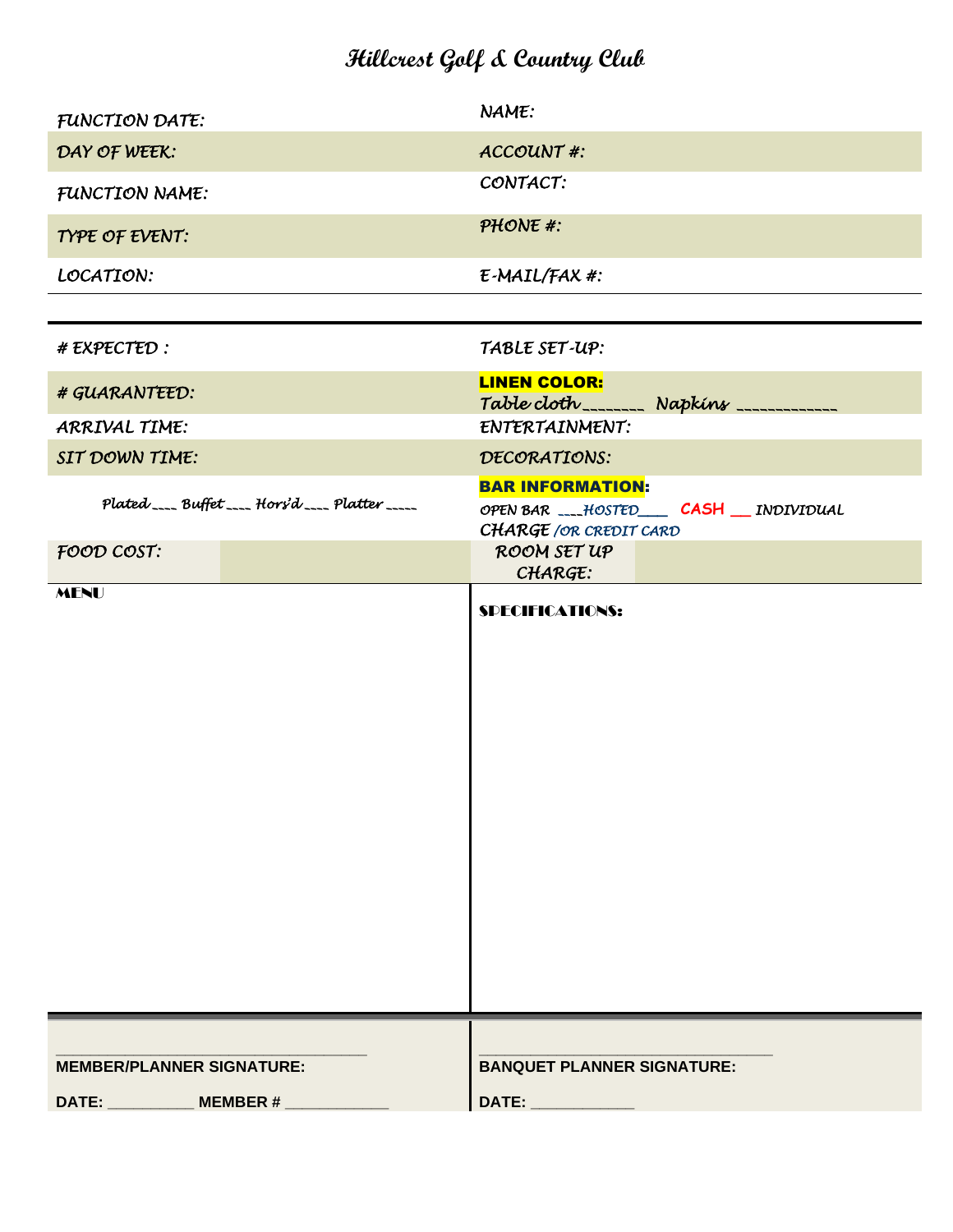# Hillcrest Golf & Country Club

| | |
|---|---|
| FUNCTION DATE: | NAME: |
| DAY OF WEEK: | ACCOUNT #: |
| FUNCTION NAME: | CONTACT: |
| TYPE OF EVENT: | PHONE #: |
| LOCATION: | E-MAIL/FAX #: |

| | |
|---|---|
| # EXPECTED : | TABLE SET-UP: |
| # GUARANTEED: | **LINEN COLOR:** Table cloth _______ Napkins ____________ |
| ARRIVAL TIME: | ENTERTAINMENT: |
| SIT DOWN TIME: | DECORATIONS: |
| Plated ____ Buffet ____ Hors'd ____ Platter _____ | **BAR INFORMATION:** OPEN BAR ____HOSTED____ CASH __ INDIVIDUAL CHARGE /OR CREDIT CARD |
| FOOD COST: | ROOM SET UP CHARGE: |

| | |
|---|---|
| **MENU** | **SPECIFICATIONS:** |

| | |
|---|---|
| ________________________________ **MEMBER/PLANNER SIGNATURE:** | ________________________________ **BANQUET PLANNER SIGNATURE:** |
| **DATE:** __________ **MEMBER #** ____________ | **DATE:** ____________ |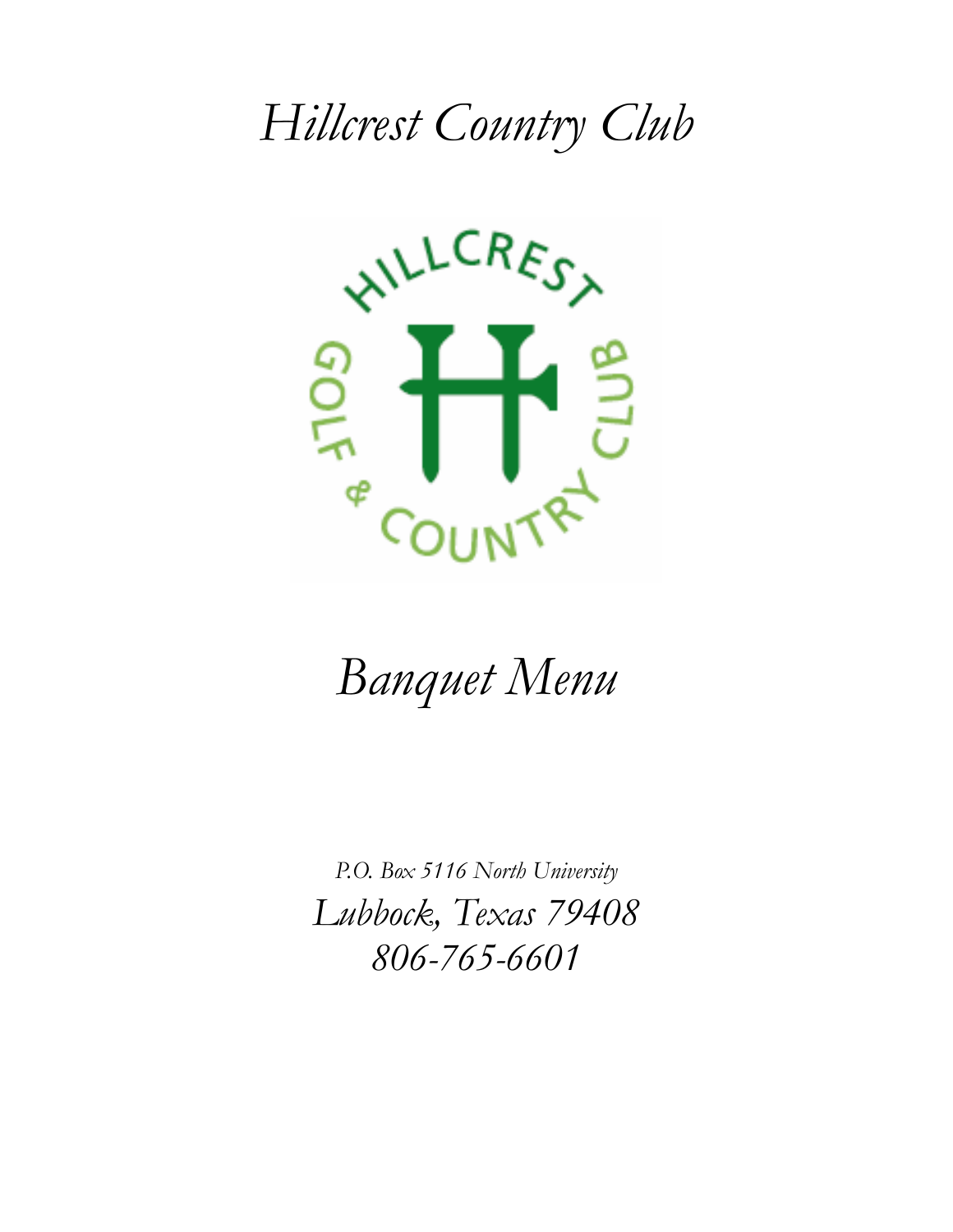# Hillcrest Country Club

# Banquet Menu

*P.O. Box 5116 North University*

*Lubbock, Texas 79408*

*806-765-6601*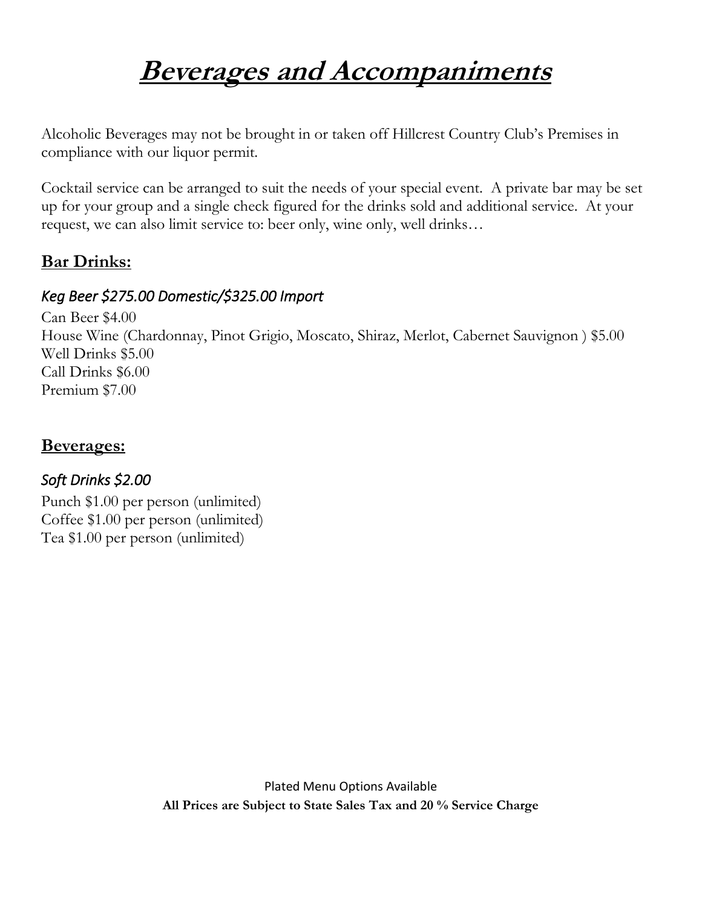# **Beverages and Accompaniments**

Alcoholic Beverages may not be brought in or taken off Hillcrest Country Club's Premises in compliance with our liquor permit.

Cocktail service can be arranged to suit the needs of your special event. A private bar may be set up for your group and a single check figured for the drinks sold and additional service. At your request, we can also limit service to: beer only, wine only, well drinks…

## **Bar Drinks:**

*Keg Beer $275.00 Domestic/$325.00 Import*

Can Beer $4.00
House Wine (Chardonnay, Pinot Grigio, Moscato, Shiraz, Merlot, Cabernet Sauvignon ) $5.00
Well Drinks $5.00
Call Drinks $6.00
Premium $7.00

## **Beverages:**

*Soft Drinks $2.00*

Punch $1.00 per person (unlimited)
Coffee $1.00 per person (unlimited)
Tea $1.00 per person (unlimited)

Plated Menu Options Available

**All Prices are Subject to State Sales Tax and 20 % Service Charge**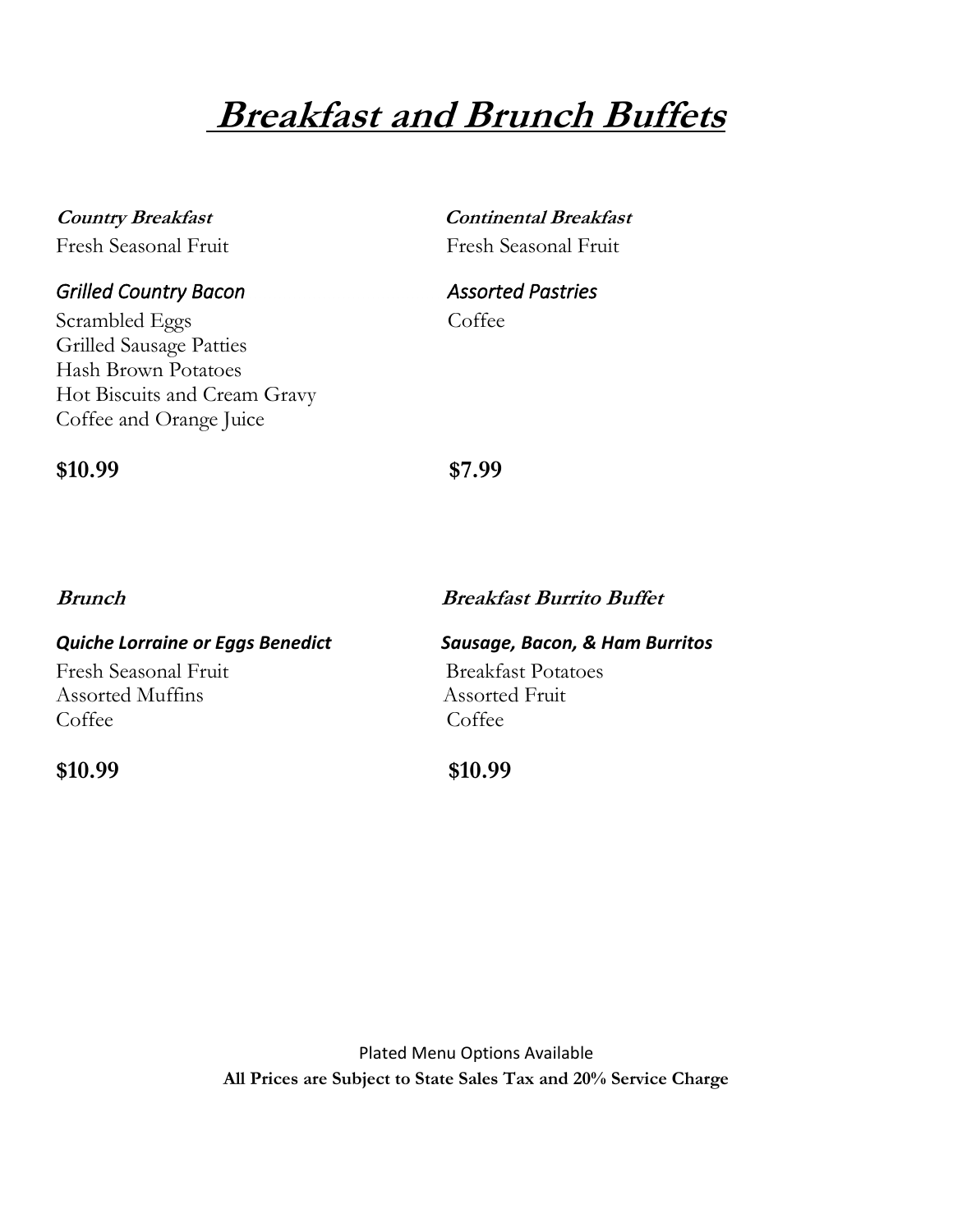# Breakfast and Brunch Buffets

***Country Breakfast***

Fresh Seasonal Fruit

*Grilled Country Bacon*

Scrambled Eggs
Grilled Sausage Patties
Hash Brown Potatoes
Hot Biscuits and Cream Gravy
Coffee and Orange Juice

**$10.99**

***Continental Breakfast***

Fresh Seasonal Fruit

*Assorted Pastries*

Coffee

**$7.99**

***Brunch***

***Quiche Lorraine or Eggs Benedict***

Fresh Seasonal Fruit
Assorted Muffins
Coffee

**$10.99**

***Breakfast Burrito Buffet***

***Sausage, Bacon, & Ham Burritos***

Breakfast Potatoes
Assorted Fruit
Coffee

**$10.99**

Plated Menu Options Available

**All Prices are Subject to State Sales Tax and 20% Service Charge**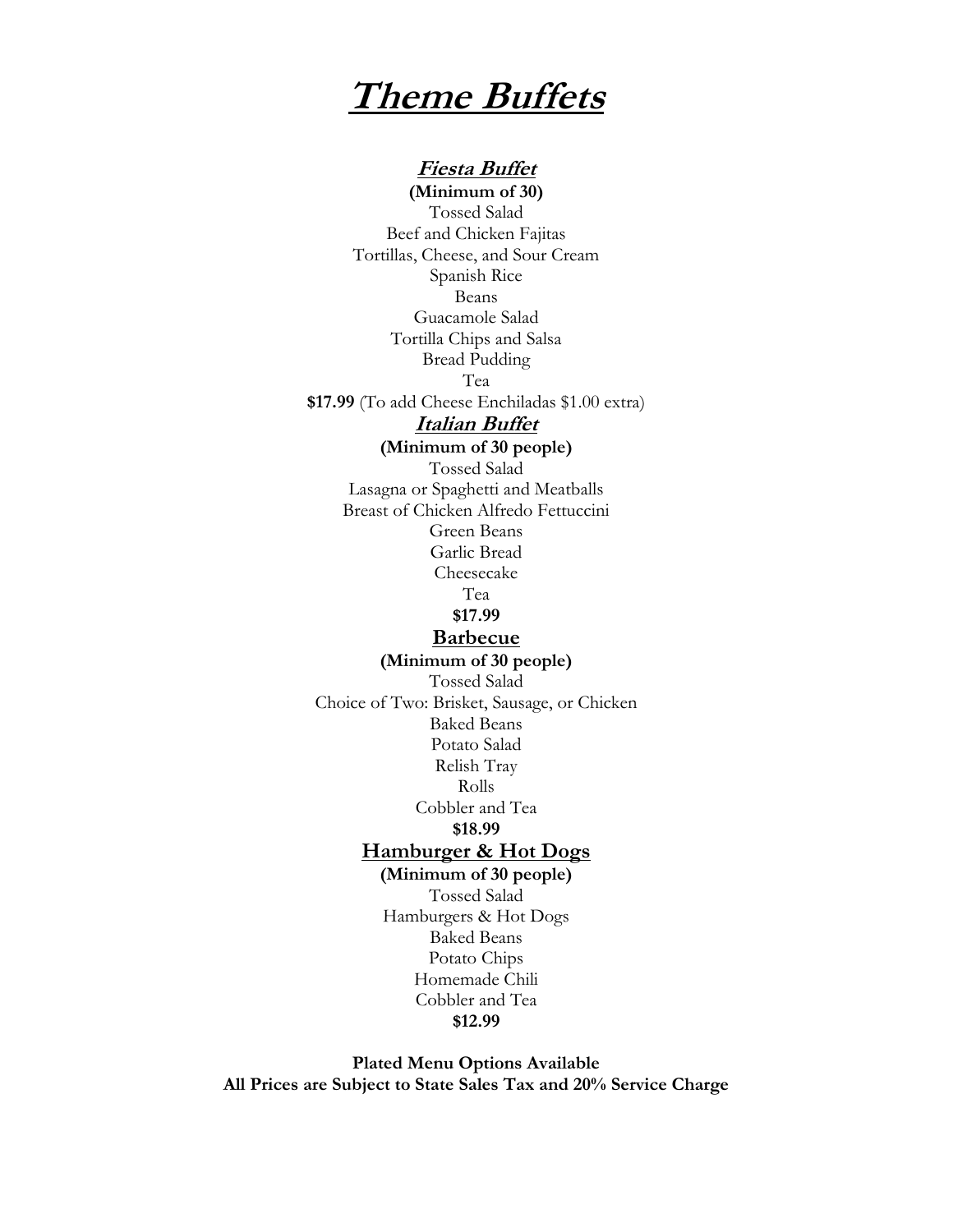# Theme Buffets

## *Fiesta Buffet*

**(Minimum of 30)**

Tossed Salad
Beef and Chicken Fajitas
Tortillas, Cheese, and Sour Cream
Spanish Rice
Beans
Guacamole Salad
Tortilla Chips and Salsa
Bread Pudding
Tea

**$17.99** (To add Cheese Enchiladas $1.00 extra)

## *Italian Buffet*

**(Minimum of 30 people)**

Tossed Salad
Lasagna or Spaghetti and Meatballs
Breast of Chicken Alfredo Fettuccini
Green Beans
Garlic Bread
Cheesecake
Tea

**$17.99**

## Barbecue

**(Minimum of 30 people)**

Tossed Salad
Choice of Two: Brisket, Sausage, or Chicken
Baked Beans
Potato Salad
Relish Tray
Rolls
Cobbler and Tea

**$18.99**

## Hamburger & Hot Dogs

**(Minimum of 30 people)**

Tossed Salad
Hamburgers & Hot Dogs
Baked Beans
Potato Chips
Homemade Chili
Cobbler and Tea

**$12.99**

**Plated Menu Options Available**
**All Prices are Subject to State Sales Tax and 20% Service Charge**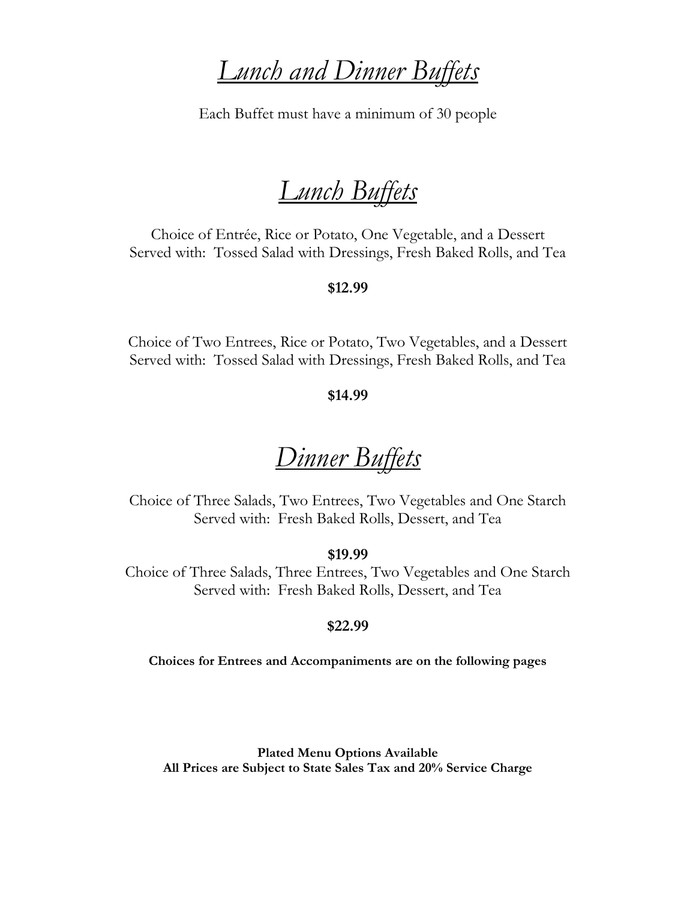# *Lunch and Dinner Buffets*

Each Buffet must have a minimum of 30 people

## *Lunch Buffets*

Choice of Entrée, Rice or Potato, One Vegetable, and a Dessert
Served with: Tossed Salad with Dressings, Fresh Baked Rolls, and Tea

**$12.99**

Choice of Two Entrees, Rice or Potato, Two Vegetables, and a Dessert
Served with: Tossed Salad with Dressings, Fresh Baked Rolls, and Tea

**$14.99**

## *Dinner Buffets*

Choice of Three Salads, Two Entrees, Two Vegetables and One Starch
Served with: Fresh Baked Rolls, Dessert, and Tea

**$19.99**

Choice of Three Salads, Three Entrees, Two Vegetables and One Starch
Served with: Fresh Baked Rolls, Dessert, and Tea

**$22.99**

**Choices for Entrees and Accompaniments are on the following pages**

**Plated Menu Options Available**
**All Prices are Subject to State Sales Tax and 20% Service Charge**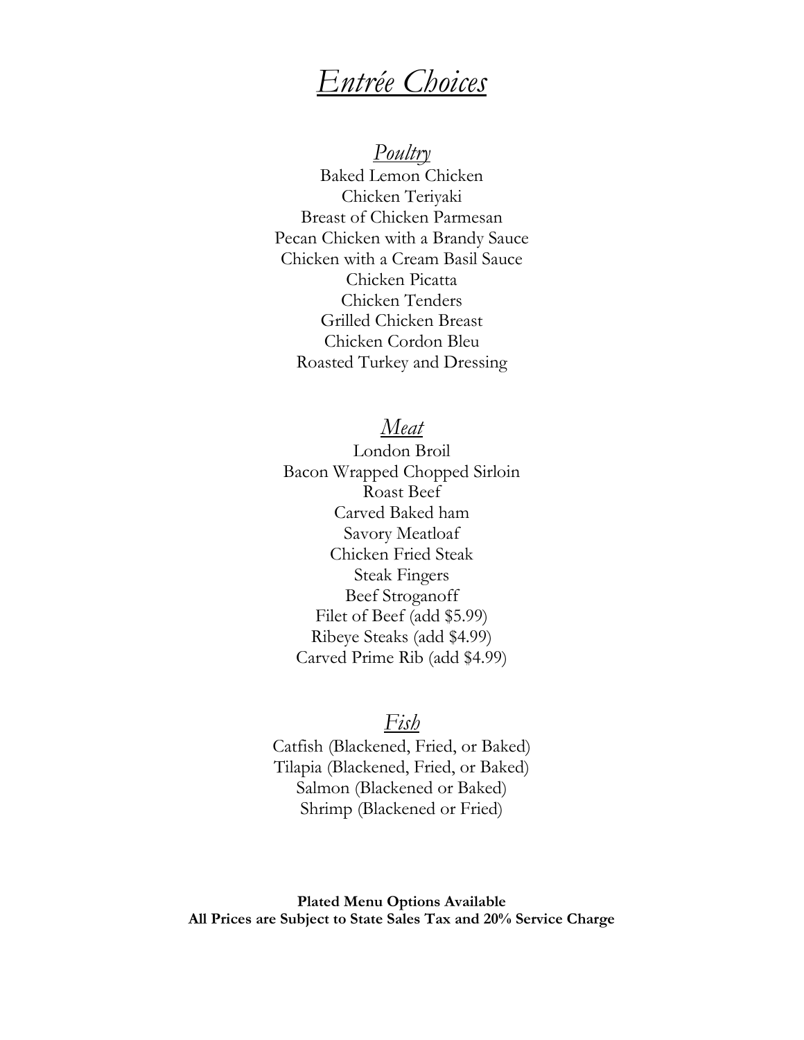# *Entrée Choices*

## *Poultry*

Baked Lemon Chicken
Chicken Teriyaki
Breast of Chicken Parmesan
Pecan Chicken with a Brandy Sauce
Chicken with a Cream Basil Sauce
Chicken Picatta
Chicken Tenders
Grilled Chicken Breast
Chicken Cordon Bleu
Roasted Turkey and Dressing

## *Meat*

London Broil
Bacon Wrapped Chopped Sirloin
Roast Beef
Carved Baked ham
Savory Meatloaf
Chicken Fried Steak
Steak Fingers
Beef Stroganoff
Filet of Beef (add $5.99)
Ribeye Steaks (add $4.99)
Carved Prime Rib (add $4.99)

## *Fish*

Catfish (Blackened, Fried, or Baked)
Tilapia (Blackened, Fried, or Baked)
Salmon (Blackened or Baked)
Shrimp (Blackened or Fried)

**Plated Menu Options Available**
**All Prices are Subject to State Sales Tax and 20% Service Charge**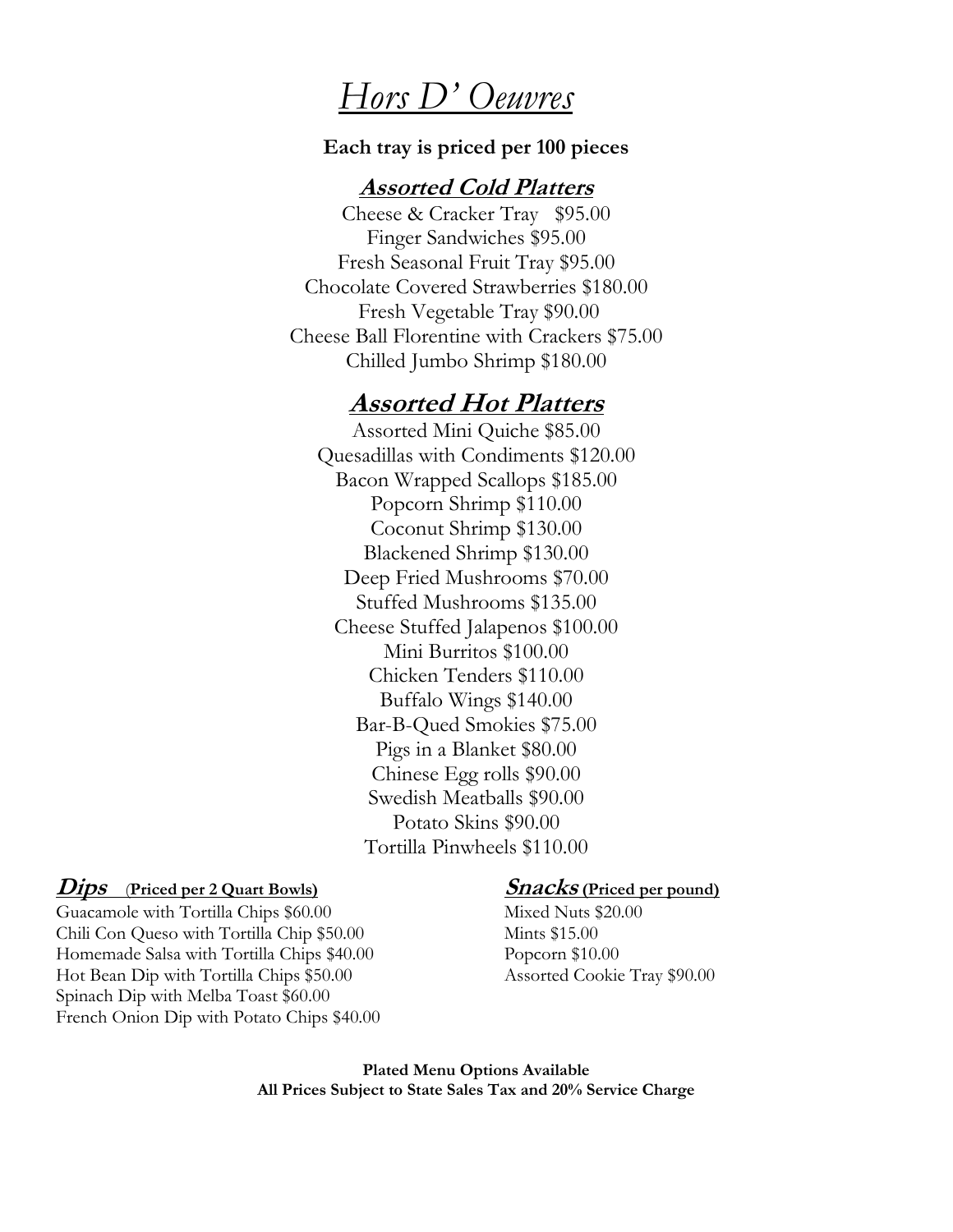# *Hors D' Oeuvres*

**Each tray is priced per 100 pieces**

## Assorted Cold Platters

Cheese & Cracker Tray $95.00
Finger Sandwiches $95.00
Fresh Seasonal Fruit Tray $95.00
Chocolate Covered Strawberries $180.00
Fresh Vegetable Tray $90.00
Cheese Ball Florentine with Crackers $75.00
Chilled Jumbo Shrimp $180.00

## Assorted Hot Platters

Assorted Mini Quiche $85.00
Quesadillas with Condiments $120.00
Bacon Wrapped Scallops $185.00
Popcorn Shrimp $110.00
Coconut Shrimp $130.00
Blackened Shrimp $130.00
Deep Fried Mushrooms $70.00
Stuffed Mushrooms $135.00
Cheese Stuffed Jalapenos $100.00
Mini Burritos $100.00
Chicken Tenders $110.00
Buffalo Wings $140.00
Bar-B-Qued Smokies $75.00
Pigs in a Blanket $80.00
Chinese Egg rolls $90.00
Swedish Meatballs $90.00
Potato Skins $90.00
Tortilla Pinwheels $110.00

## Dips (Priced per 2 Quart Bowls)

Guacamole with Tortilla Chips $60.00
Chili Con Queso with Tortilla Chip $50.00
Homemade Salsa with Tortilla Chips $40.00
Hot Bean Dip with Tortilla Chips $50.00
Spinach Dip with Melba Toast $60.00
French Onion Dip with Potato Chips $40.00

## Snacks (Priced per pound)

Mixed Nuts $20.00
Mints $15.00
Popcorn $10.00
Assorted Cookie Tray $90.00

**Plated Menu Options Available**
**All Prices Subject to State Sales Tax and 20% Service Charge**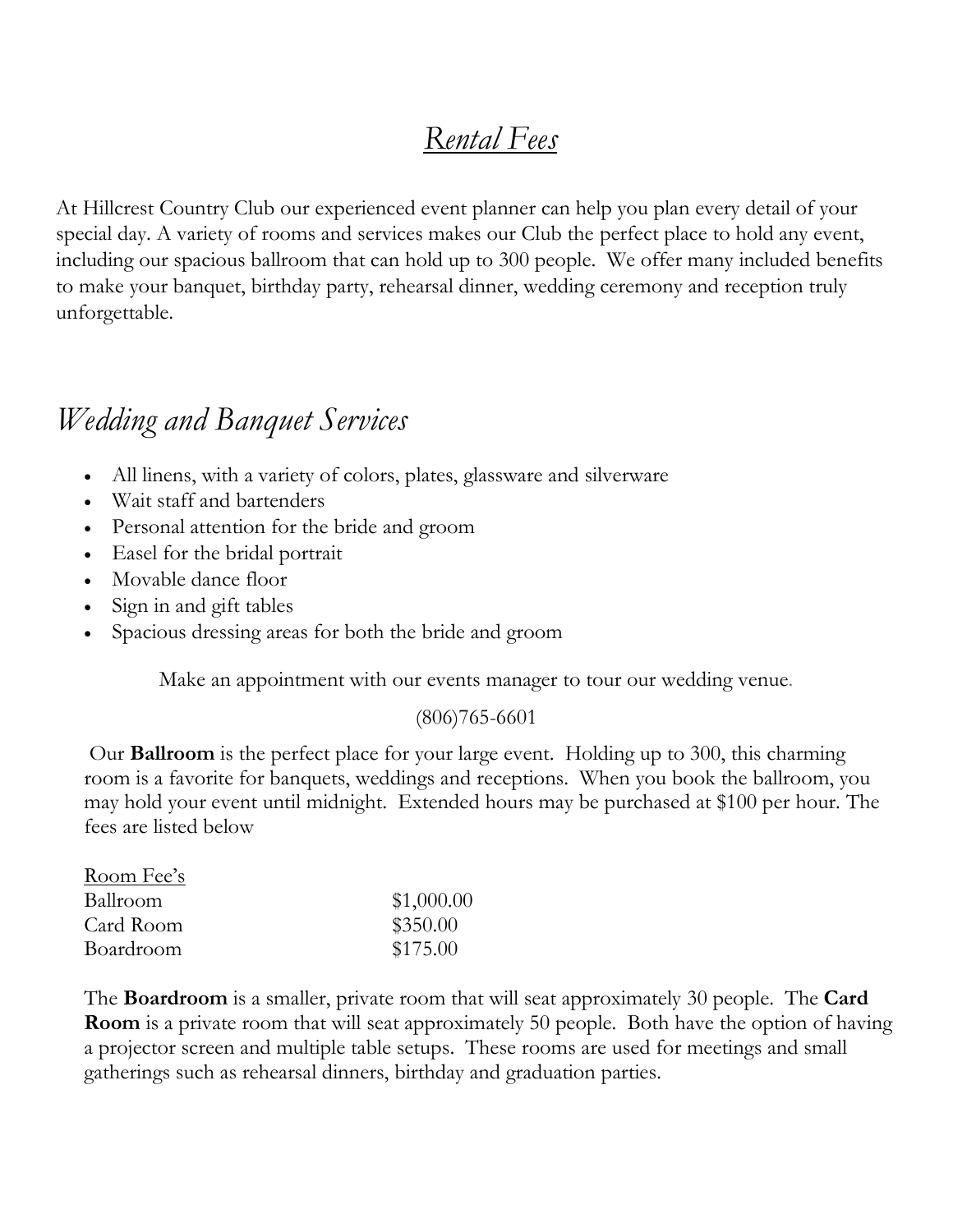# *Rental Fees*

At Hillcrest Country Club our experienced event planner can help you plan every detail of your special day. A variety of rooms and services makes our Club the perfect place to hold any event, including our spacious ballroom that can hold up to 300 people. We offer many included benefits to make your banquet, birthday party, rehearsal dinner, wedding ceremony and reception truly unforgettable.

## *Wedding and Banquet Services*

- All linens, with a variety of colors, plates, glassware and silverware
- Wait staff and bartenders
- Personal attention for the bride and groom
- Easel for the bridal portrait
- Movable dance floor
- Sign in and gift tables
- Spacious dressing areas for both the bride and groom

Make an appointment with our events manager to tour our wedding venue.

(806)765-6601

Our **Ballroom** is the perfect place for your large event. Holding up to 300, this charming room is a favorite for banquets, weddings and receptions. When you book the ballroom, you may hold your event until midnight. Extended hours may be purchased at $100 per hour. The fees are listed below

| Room Fee's | |
|---|---|
| Ballroom | $1,000.00 |
| Card Room | $350.00 |
| Boardroom | $175.00 |

The **Boardroom** is a smaller, private room that will seat approximately 30 people. The **Card Room** is a private room that will seat approximately 50 people. Both have the option of having a projector screen and multiple table setups. These rooms are used for meetings and small gatherings such as rehearsal dinners, birthday and graduation parties.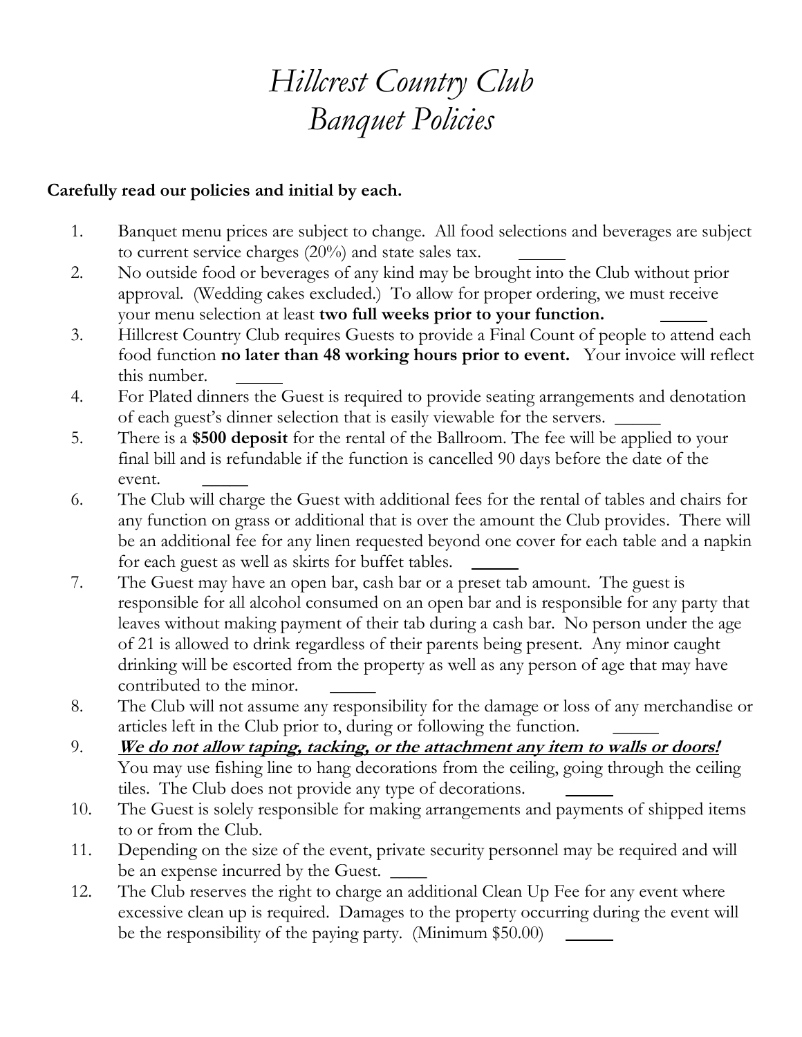# *Hillcrest Country Club*
# *Banquet Policies*

**Carefully read our policies and initial by each.**

1. Banquet menu prices are subject to change. All food selections and beverages are subject to current service charges (20%) and state sales tax. _____
2. No outside food or beverages of any kind may be brought into the Club without prior approval. (Wedding cakes excluded.) To allow for proper ordering, we must receive your menu selection at least **two full weeks prior to your function.** _____
3. Hillcrest Country Club requires Guests to provide a Final Count of people to attend each food function **no later than 48 working hours prior to event.** Your invoice will reflect this number. _____
4. For Plated dinners the Guest is required to provide seating arrangements and denotation of each guest's dinner selection that is easily viewable for the servers. _____
5. There is a **$500 deposit** for the rental of the Ballroom. The fee will be applied to your final bill and is refundable if the function is cancelled 90 days before the date of the event. _____
6. The Club will charge the Guest with additional fees for the rental of tables and chairs for any function on grass or additional that is over the amount the Club provides. There will be an additional fee for any linen requested beyond one cover for each table and a napkin for each guest as well as skirts for buffet tables. _____
7. The Guest may have an open bar, cash bar or a preset tab amount. The guest is responsible for all alcohol consumed on an open bar and is responsible for any party that leaves without making payment of their tab during a cash bar. No person under the age of 21 is allowed to drink regardless of their parents being present. Any minor caught drinking will be escorted from the property as well as any person of age that may have contributed to the minor. _____
8. The Club will not assume any responsibility for the damage or loss of any merchandise or articles left in the Club prior to, during or following the function. _____
9. ***<u>We do not allow taping, tacking, or the attachment any item to walls or doors!</u>*** You may use fishing line to hang decorations from the ceiling, going through the ceiling tiles. The Club does not provide any type of decorations. _____
10. The Guest is solely responsible for making arrangements and payments of shipped items to or from the Club.
11. Depending on the size of the event, private security personnel may be required and will be an expense incurred by the Guest. ____
12. The Club reserves the right to charge an additional Clean Up Fee for any event where excessive clean up is required. Damages to the property occurring during the event will be the responsibility of the paying party. (Minimum $50.00) _____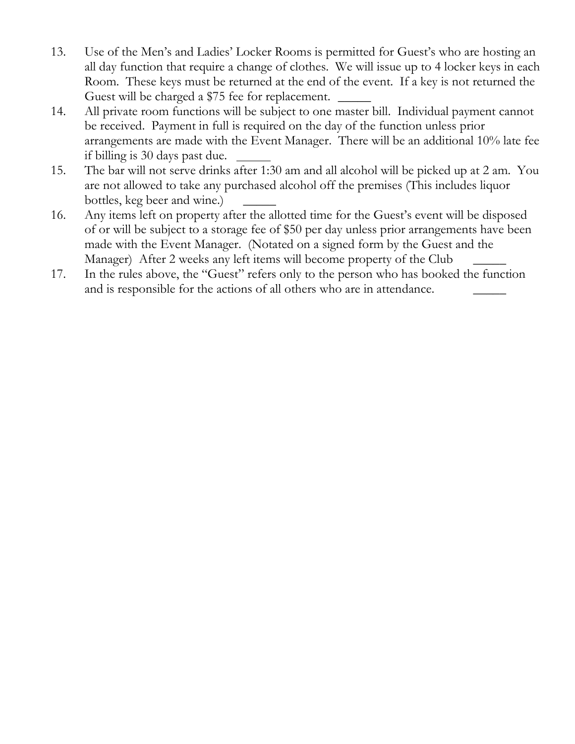13. Use of the Men's and Ladies' Locker Rooms is permitted for Guest's who are hosting an all day function that require a change of clothes. We will issue up to 4 locker keys in each Room. These keys must be returned at the end of the event. If a key is not returned the Guest will be charged a $75 fee for replacement. _____
14. All private room functions will be subject to one master bill. Individual payment cannot be received. Payment in full is required on the day of the function unless prior arrangements are made with the Event Manager. There will be an additional 10% late fee if billing is 30 days past due. _____
15. The bar will not serve drinks after 1:30 am and all alcohol will be picked up at 2 am. You are not allowed to take any purchased alcohol off the premises (This includes liquor bottles, keg beer and wine.) _____
16. Any items left on property after the allotted time for the Guest's event will be disposed of or will be subject to a storage fee of $50 per day unless prior arrangements have been made with the Event Manager. (Notated on a signed form by the Guest and the Manager) After 2 weeks any left items will become property of the Club _____
17. In the rules above, the "Guest" refers only to the person who has booked the function and is responsible for the actions of all others who are in attendance. _____